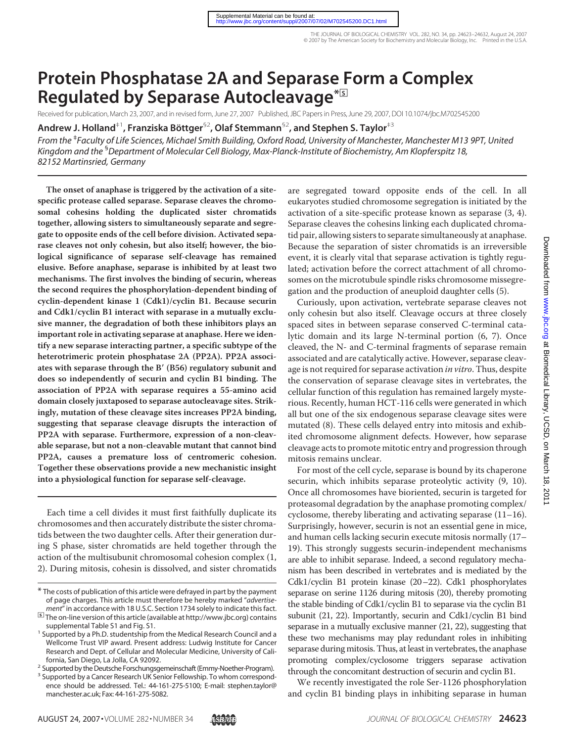# Protein Phosphatase 2A and Separase Form a Complex Regulated by Separase Autocleavage*

Received for publication, March 23, 2007, and in revised form, June 27, 2007 Published, JBC Papers in Press, June 29, 2007, DOI 10.1074/jbc.M702545200

**Andrew J. Holland[‡1], Franziska Böttger[§2], Olaf Stemmann[§2], and Stephen S. Taylor[‡3]**

*From the [‡]Faculty of Life Sciences, Michael Smith Building, Oxford Road, University of Manchester, Manchester M13 9PT, United Kingdom and the [§]Department of Molecular Cell Biology, Max-Planck-Institute of Biochemistry, Am Klopferspitz 18, 82152 Martinsried, Germany*

**The onset of anaphase is triggered by the activation of a site-specific protease called separase. Separase cleaves the chromosomal cohesins holding the duplicated sister chromatids together, allowing sisters to simultaneously separate and segregate to opposite ends of the cell before division. Activated separase cleaves not only cohesin, but also itself; however, the biological significance of separase self-cleavage has remained elusive. Before anaphase, separase is inhibited by at least two mechanisms. The first involves the binding of securin, whereas the second requires the phosphorylation-dependent binding of cyclin-dependent kinase 1 (Cdk1)/cyclin B1. Because securin and Cdk1/cyclin B1 interact with separase in a mutually exclusive manner, the degradation of both these inhibitors plays an important role in activating separase at anaphase. Here we identify a new separase interacting partner, a specific subtype of the heterotrimeric protein phosphatase 2A (PP2A). PP2A associates with separase through the B′ (B56) regulatory subunit and does so independently of securin and cyclin B1 binding. The association of PP2A with separase requires a 55-amino acid domain closely juxtaposed to separase autocleavage sites. Strikingly, mutation of these cleavage sites increases PP2A binding, suggesting that separase cleavage disrupts the interaction of PP2A with separase. Furthermore, expression of a non-cleavable separase, but not a non-cleavable mutant that cannot bind PP2A, causes a premature loss of centromeric cohesion. Together these observations provide a new mechanistic insight into a physiological function for separase self-cleavage.**

Each time a cell divides it must first faithfully duplicate its chromosomes and then accurately distribute the sister chromatids between the two daughter cells. After their generation during S phase, sister chromatids are held together through the action of the multisubunit chromosomal cohesion complex (1, 2). During mitosis, cohesin is dissolved, and sister chromatids are segregated toward opposite ends of the cell. In all eukaryotes studied chromosome segregation is initiated by the activation of a site-specific protease known as separase (3, 4). Separase cleaves the cohesins linking each duplicated chromatid pair, allowing sisters to separate simultaneously at anaphase. Because the separation of sister chromatids is an irreversible event, it is clearly vital that separase activation is tightly regulated; activation before the correct attachment of all chromosomes on the microtubule spindle risks chromosome missegregation and the production of aneuploid daughter cells (5).

Curiously, upon activation, vertebrate separase cleaves not only cohesin but also itself. Cleavage occurs at three closely spaced sites in between separase conserved C-terminal catalytic domain and its large N-terminal portion (6, 7). Once cleaved, the N- and C-terminal fragments of separase remain associated and are catalytically active. However, separase cleavage is not required for separase activation *in vitro*. Thus, despite the conservation of separase cleavage sites in vertebrates, the cellular function of this regulation has remained largely mysterious. Recently, human HCT-116 cells were generated in which all but one of the six endogenous separase cleavage sites were mutated (8). These cells delayed entry into mitosis and exhibited chromosome alignment defects. However, how separase cleavage acts to promote mitotic entry and progression through mitosis remains unclear.

For most of the cell cycle, separase is bound by its chaperone securin, which inhibits separase proteolytic activity (9, 10). Once all chromosomes have bioriented, securin is targeted for proteasomal degradation by the anaphase promoting complex/cyclosome, thereby liberating and activating separase (11–16). Surprisingly, however, securin is not an essential gene in mice, and human cells lacking securin execute mitosis normally (17–19). This strongly suggests securin-independent mechanisms are able to inhibit separase. Indeed, a second regulatory mechanism has been described in vertebrates and is mediated by the Cdk1/cyclin B1 protein kinase (20–22). Cdk1 phosphorylates separase on serine 1126 during mitosis (20), thereby promoting the stable binding of Cdk1/cyclin B1 to separase via the cyclin B1 subunit (21, 22). Importantly, securin and Cdk1/cyclin B1 bind separase in a mutually exclusive manner (21, 22), suggesting that these two mechanisms may play redundant roles in inhibiting separase during mitosis. Thus, at least in vertebrates, the anaphase promoting complex/cyclosome triggers separase activation through the concomitant destruction of securin and cyclin B1.

We recently investigated the role Ser-1126 phosphorylation and cyclin B1 binding plays in inhibiting separase in human

---

* The costs of publication of this article were defrayed in part by the payment of page charges. This article must therefore be hereby marked "*advertisement*" in accordance with 18 U.S.C. Section 1734 solely to indicate this fact.

[S] The on-line version of this article (available at http://www.jbc.org) contains supplemental Table S1 and Fig. S1.

[1] Supported by a Ph.D. studentship from the Medical Research Council and a Wellcome Trust VIP award. Present address: Ludwig Institute for Cancer Research and Dept. of Cellular and Molecular Medicine, University of California, San Diego, La Jolla, CA 92092.

[2] Supported by the Deutsche Forschungsgemeinschaft (Emmy-Noether-Program).

[3] Supported by a Cancer Research UK Senior Fellowship. To whom correspondence should be addressed. Tel.: 44-161-275-5100; E-mail: stephen.taylor@manchester.ac.uk; Fax: 44-161-275-5082.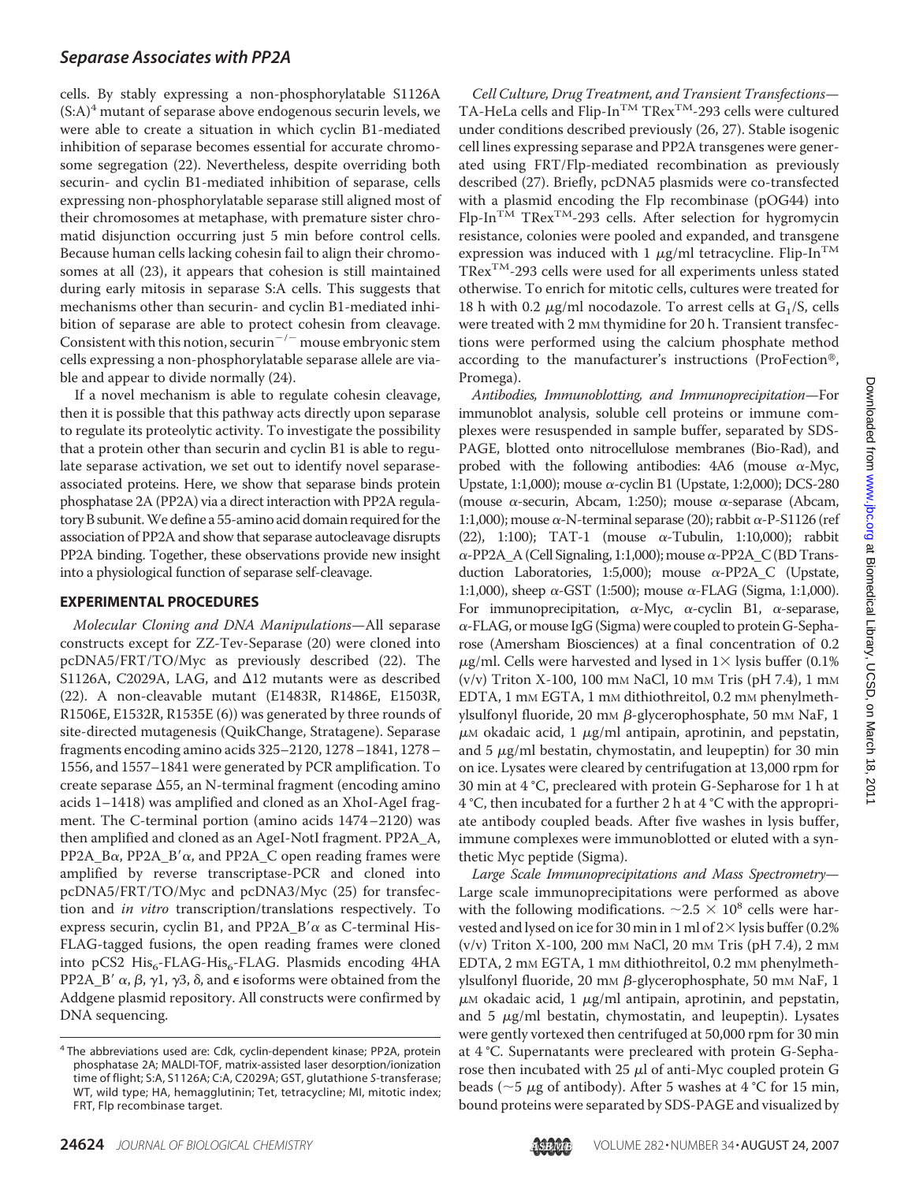cells. By stably expressing a non-phosphorylatable S1126A (S:A)[4] mutant of separase above endogenous securin levels, we were able to create a situation in which cyclin B1-mediated inhibition of separase becomes essential for accurate chromosome segregation (22). Nevertheless, despite overriding both securin- and cyclin B1-mediated inhibition of separase, cells expressing non-phosphorylatable separase still aligned most of their chromosomes at metaphase, with premature sister chromatid disjunction occurring just 5 min before control cells. Because human cells lacking cohesin fail to align their chromosomes at all (23), it appears that cohesion is still maintained during early mitosis in separase S:A cells. This suggests that mechanisms other than securin- and cyclin B1-mediated inhibition of separase are able to protect cohesin from cleavage. Consistent with this notion, securin$^{-/-}$ mouse embryonic stem cells expressing a non-phosphorylatable separase allele are viable and appear to divide normally (24).

If a novel mechanism is able to regulate cohesin cleavage, then it is possible that this pathway acts directly upon separase to regulate its proteolytic activity. To investigate the possibility that a protein other than securin and cyclin B1 is able to regulate separase activation, we set out to identify novel separase-associated proteins. Here, we show that separase binds protein phosphatase 2A (PP2A) via a direct interaction with PP2A regulatory B subunit. We define a 55-amino acid domain required for the association of PP2A and show that separase autocleavage disrupts PP2A binding. Together, these observations provide new insight into a physiological function of separase self-cleavage.

## EXPERIMENTAL PROCEDURES

*Molecular Cloning and DNA Manipulations*—All separase constructs except for ZZ-Tev-Separase (20) were cloned into pcDNA5/FRT/TO/Myc as previously described (22). The S1126A, C2029A, LAG, and Δ12 mutants were as described (22). A non-cleavable mutant (E1483R, R1486E, E1503R, R1506E, E1532R, R1535E (6)) was generated by three rounds of site-directed mutagenesis (QuikChange, Stratagene). Separase fragments encoding amino acids 325–2120, 1278–1841, 1278–1556, and 1557–1841 were generated by PCR amplification. To create separase Δ55, an N-terminal fragment (encoding amino acids 1–1418) was amplified and cloned as an XhoI-AgeI fragment. The C-terminal portion (amino acids 1474–2120) was then amplified and cloned as an AgeI-NotI fragment. PP2A_A, PP2A_Bα, PP2A_B′α, and PP2A_C open reading frames were amplified by reverse transcriptase-PCR and cloned into pcDNA5/FRT/TO/Myc and pcDNA3/Myc (25) for transfection and *in vitro* transcription/translations respectively. To express securin, cyclin B1, and PP2A_B′α as C-terminal His-FLAG-tagged fusions, the open reading frames were cloned into pCS2 $His_6$-FLAG-$His_6$-FLAG. Plasmids encoding 4HA PP2A_B′ α, β, γ1, γ3, δ, and ε isoforms were obtained from the Addgene plasmid repository. All constructs were confirmed by DNA sequencing.

*Cell Culture, Drug Treatment, and Transient Transfections*—TA-HeLa cells and Flip-In™ TRex™-293 cells were cultured under conditions described previously (26, 27). Stable isogenic cell lines expressing separase and PP2A transgenes were generated using FRT/Flp-mediated recombination as previously described (27). Briefly, pcDNA5 plasmids were co-transfected with a plasmid encoding the Flp recombinase (pOG44) into Flip-In™ TRex™-293 cells. After selection for hygromycin resistance, colonies were pooled and expanded, and transgene expression was induced with 1 μg/ml tetracycline. Flip-In™ TRex™-293 cells were used for all experiments unless stated otherwise. To enrich for mitotic cells, cultures were treated for 18 h with 0.2 μg/ml nocodazole. To arrest cells at $G_1$/S, cells were treated with 2 mM thymidine for 20 h. Transient transfections were performed using the calcium phosphate method according to the manufacturer's instructions (ProFection®, Promega).

*Antibodies, Immunoblotting, and Immunoprecipitation*—For immunoblot analysis, soluble cell proteins or immune complexes were resuspended in sample buffer, separated by SDS-PAGE, blotted onto nitrocellulose membranes (Bio-Rad), and probed with the following antibodies: 4A6 (mouse α-Myc, Upstate, 1:1,000); mouse α-cyclin B1 (Upstate, 1:2,000); DCS-280 (mouse α-securin, Abcam, 1:250); mouse α-separase (Abcam, 1:1,000); mouse α-N-terminal separase (20); rabbit α-P-S1126 (ref (22), 1:100); TAT-1 (mouse α-Tubulin, 1:10,000); rabbit α-PP2A_A (Cell Signaling, 1:1,000); mouse α-PP2A_C (BD Transduction Laboratories, 1:5,000); mouse α-PP2A_C (Upstate, 1:1,000), sheep α-GST (1:500); mouse α-FLAG (Sigma, 1:1,000). For immunoprecipitation, α-Myc, α-cyclin B1, α-separase, α-FLAG, or mouse IgG (Sigma) were coupled to protein G-Sepharose (Amersham Biosciences) at a final concentration of 0.2 μg/ml. Cells were harvested and lysed in 1× lysis buffer (0.1% (v/v) Triton X-100, 100 mM NaCl, 10 mM Tris (pH 7.4), 1 mM EDTA, 1 mM EGTA, 1 mM dithiothreitol, 0.2 mM phenylmethylsulfonyl fluoride, 20 mM β-glycerophosphate, 50 mM NaF, 1 μM okadaic acid, 1 μg/ml antipain, aprotinin, and pepstatin, and 5 μg/ml bestatin, chymostatin, and leupeptin) for 30 min on ice. Lysates were cleared by centrifugation at 13,000 rpm for 30 min at 4 °C, precleared with protein G-Sepharose for 1 h at 4 °C, then incubated for a further 2 h at 4 °C with the appropriate antibody coupled beads. After five washes in lysis buffer, immune complexes were immunoblotted or eluted with a synthetic Myc peptide (Sigma).

*Large Scale Immunoprecipitations and Mass Spectrometry*—Large scale immunoprecipitations were performed as above with the following modifications. ~$2.5 \times 10^8$ cells were harvested and lysed on ice for 30 min in 1 ml of 2× lysis buffer (0.2% (v/v) Triton X-100, 200 mM NaCl, 20 mM Tris (pH 7.4), 2 mM EDTA, 2 mM EGTA, 1 mM dithiothreitol, 0.2 mM phenylmethylsulfonyl fluoride, 20 mM β-glycerophosphate, 50 mM NaF, 1 μM okadaic acid, 1 μg/ml antipain, aprotinin, and pepstatin, and 5 μg/ml bestatin, chymostatin, and leupeptin). Lysates were gently vortexed then centrifuged at 50,000 rpm for 30 min at 4 °C. Supernatants were precleared with protein G-Sepharose then incubated with 25 μl of anti-Myc coupled protein G beads (~5 μg of antibody). After 5 washes at 4 °C for 15 min, bound proteins were separated by SDS-PAGE and visualized by

[4] The abbreviations used are: Cdk, cyclin-dependent kinase; PP2A, protein phosphatase 2A; MALDI-TOF, matrix-assisted laser desorption/ionization time of flight; S:A, S1126A; C:A, C2029A; GST, glutathione S-transferase; WT, wild type; HA, hemagglutinin; Tet, tetracycline; MI, mitotic index; FRT, Flp recombinase target.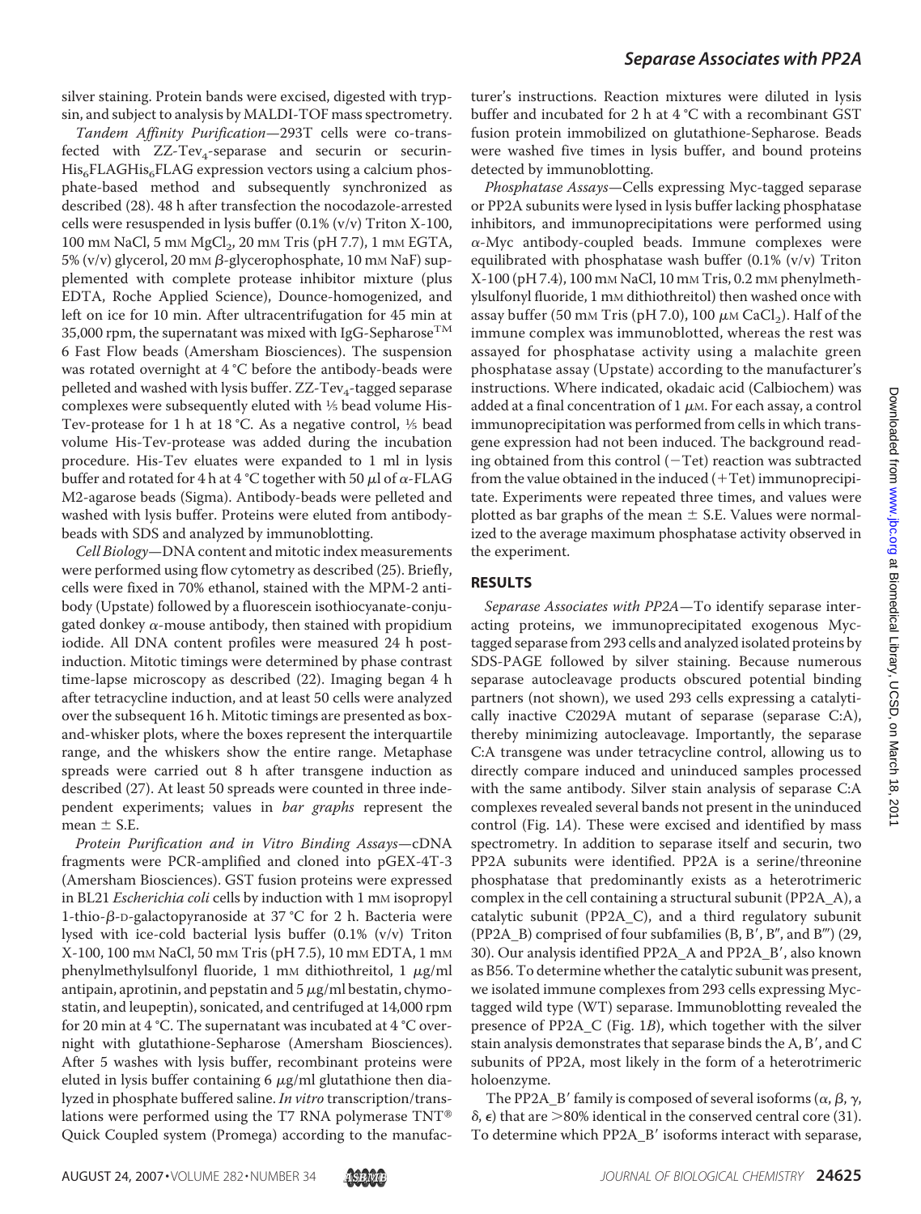silver staining. Protein bands were excised, digested with trypsin, and subject to analysis by MALDI-TOF mass spectrometry.

*Tandem Affinity Purification*—293T cells were co-transfected with ZZ-Tev$_4$-separase and securin or securin-His$_6$FLAGHis$_6$FLAG expression vectors using a calcium phosphate-based method and subsequently synchronized as described (28). 48 h after transfection the nocodazole-arrested cells were resuspended in lysis buffer (0.1% (v/v) Triton X-100, 100 mM NaCl, 5 mM $MgCl_2$, 20 mM Tris (pH 7.7), 1 mM EGTA, 5% (v/v) glycerol, 20 mM β-glycerophosphate, 10 mM NaF) supplemented with complete protease inhibitor mixture (plus EDTA, Roche Applied Science), Dounce-homogenized, and left on ice for 10 min. After ultracentrifugation for 45 min at 35,000 rpm, the supernatant was mixed with IgG-Sepharose™ 6 Fast Flow beads (Amersham Biosciences). The suspension was rotated overnight at 4 °C before the antibody-beads were pelleted and washed with lysis buffer. ZZ-Tev$_4$-tagged separase complexes were subsequently eluted with ⅕ bead volume His-Tev-protease for 1 h at 18 °C. As a negative control, ⅕ bead volume His-Tev-protease was added during the incubation procedure. His-Tev eluates were expanded to 1 ml in lysis buffer and rotated for 4 h at 4 °C together with 50 μl of α-FLAG M2-agarose beads (Sigma). Antibody-beads were pelleted and washed with lysis buffer. Proteins were eluted from antibody-beads with SDS and analyzed by immunoblotting.

*Cell Biology*—DNA content and mitotic index measurements were performed using flow cytometry as described (25). Briefly, cells were fixed in 70% ethanol, stained with the MPM-2 antibody (Upstate) followed by a fluorescein isothiocyanate-conjugated donkey α-mouse antibody, then stained with propidium iodide. All DNA content profiles were measured 24 h post-induction. Mitotic timings were determined by phase contrast time-lapse microscopy as described (22). Imaging began 4 h after tetracycline induction, and at least 50 cells were analyzed over the subsequent 16 h. Mitotic timings are presented as box-and-whisker plots, where the boxes represent the interquartile range, and the whiskers show the entire range. Metaphase spreads were carried out 8 h after transgene induction as described (27). At least 50 spreads were counted in three independent experiments; values in *bar graphs* represent the mean ± S.E.

*Protein Purification and in Vitro Binding Assays*—cDNA fragments were PCR-amplified and cloned into pGEX-4T-3 (Amersham Biosciences). GST fusion proteins were expressed in BL21 *Escherichia coli* cells by induction with 1 mM isopropyl 1-thio-β-D-galactopyranoside at 37 °C for 2 h. Bacteria were lysed with ice-cold bacterial lysis buffer (0.1% (v/v) Triton X-100, 100 mM NaCl, 50 mM Tris (pH 7.5), 10 mM EDTA, 1 mM phenylmethylsulfonyl fluoride, 1 mM dithiothreitol, 1 μg/ml antipain, aprotinin, and pepstatin and 5 μg/ml bestatin, chymostatin, and leupeptin), sonicated, and centrifuged at 14,000 rpm for 20 min at 4 °C. The supernatant was incubated at 4 °C overnight with glutathione-Sepharose (Amersham Biosciences). After 5 washes with lysis buffer, recombinant proteins were eluted in lysis buffer containing 6 μg/ml glutathione then dialyzed in phosphate buffered saline. *In vitro* transcription/translations were performed using the T7 RNA polymerase TNT® Quick Coupled system (Promega) according to the manufacturer's instructions. Reaction mixtures were diluted in lysis buffer and incubated for 2 h at 4 °C with a recombinant GST fusion protein immobilized on glutathione-Sepharose. Beads were washed five times in lysis buffer, and bound proteins detected by immunoblotting.

*Phosphatase Assays*—Cells expressing Myc-tagged separase or PP2A subunits were lysed in lysis buffer lacking phosphatase inhibitors, and immunoprecipitations were performed using α-Myc antibody-coupled beads. Immune complexes were equilibrated with phosphatase wash buffer (0.1% (v/v) Triton X-100 (pH 7.4), 100 mM NaCl, 10 mM Tris, 0.2 mM phenylmethylsulfonyl fluoride, 1 mM dithiothreitol) then washed once with assay buffer (50 mM Tris (pH 7.0), 100 μM $CaCl_2$). Half of the immune complex was immunoblotted, whereas the rest was assayed for phosphatase activity using a malachite green phosphatase assay (Upstate) according to the manufacturer's instructions. Where indicated, okadaic acid (Calbiochem) was added at a final concentration of 1 μM. For each assay, a control immunoprecipitation was performed from cells in which transgene expression had not been induced. The background reading obtained from this control (−Tet) reaction was subtracted from the value obtained in the induced (+Tet) immunoprecipitate. Experiments were repeated three times, and values were plotted as bar graphs of the mean ± S.E. Values were normalized to the average maximum phosphatase activity observed in the experiment.

## RESULTS

*Separase Associates with PP2A*—To identify separase interacting proteins, we immunoprecipitated exogenous Myc-tagged separase from 293 cells and analyzed isolated proteins by SDS-PAGE followed by silver staining. Because numerous separase autocleavage products obscured potential binding partners (not shown), we used 293 cells expressing a catalytically inactive C2029A mutant of separase (separase C:A), thereby minimizing autocleavage. Importantly, the separase C:A transgene was under tetracycline control, allowing us to directly compare induced and uninduced samples processed with the same antibody. Silver stain analysis of separase C:A complexes revealed several bands not present in the uninduced control (Fig. 1*A*). These were excised and identified by mass spectrometry. In addition to separase itself and securin, two PP2A subunits were identified. PP2A is a serine/threonine phosphatase that predominantly exists as a heterotrimeric complex in the cell containing a structural subunit (PP2A_A), a catalytic subunit (PP2A_C), and a third regulatory subunit (PP2A_B) comprised of four subfamilies (B, B′, B″, and B‴) (29, 30). Our analysis identified PP2A_A and PP2A_B′, also known as B56. To determine whether the catalytic subunit was present, we isolated immune complexes from 293 cells expressing Myc-tagged wild type (WT) separase. Immunoblotting revealed the presence of PP2A_C (Fig. 1*B*), which together with the silver stain analysis demonstrates that separase binds the A, B′, and C subunits of PP2A, most likely in the form of a heterotrimeric holoenzyme.

The PP2A_B′ family is composed of several isoforms (α, β, γ, δ, ε) that are >80% identical in the conserved central core (31). To determine which PP2A_B′ isoforms interact with separase,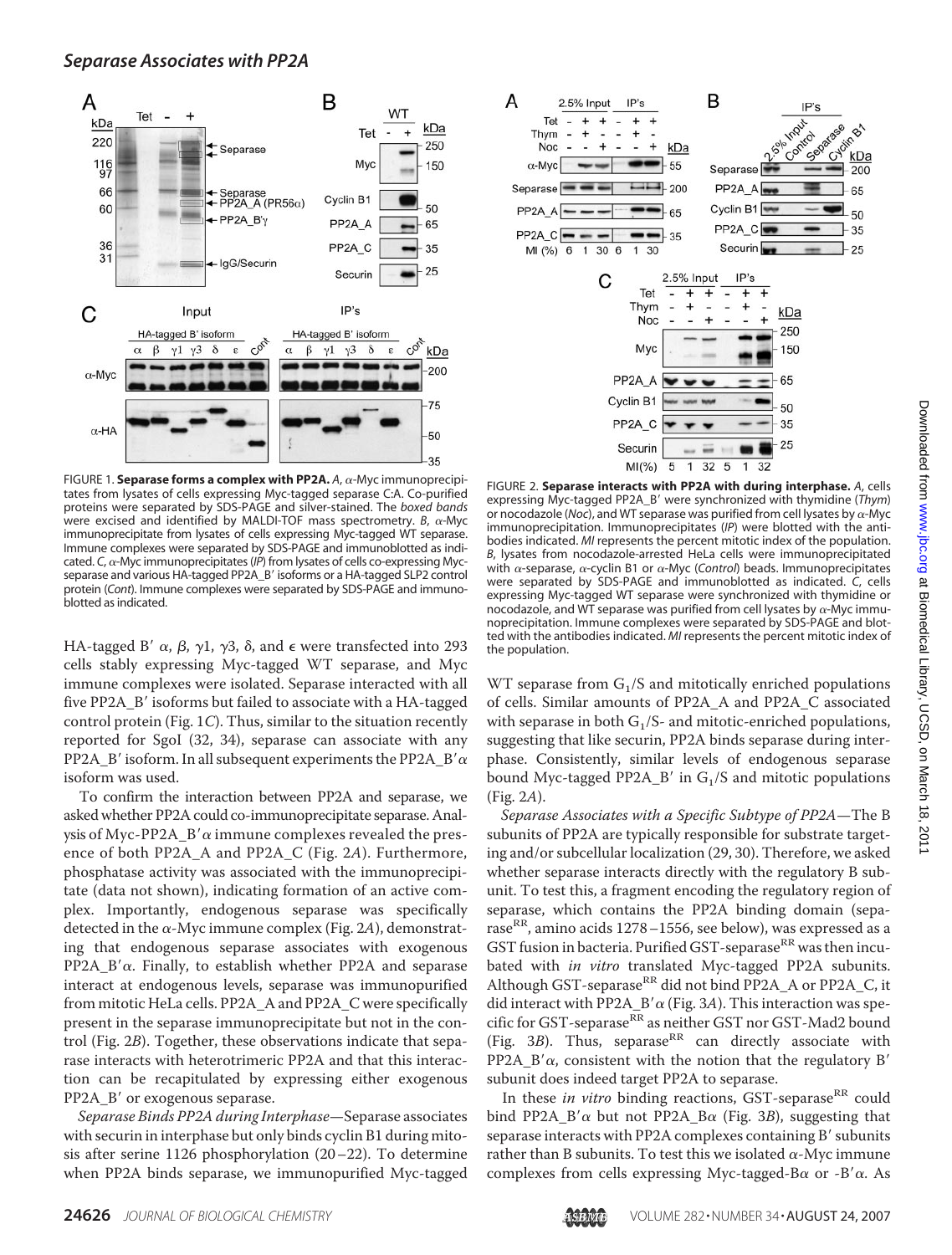FIGURE 1. **Separase forms a complex with PP2A.** *A*, α-Myc immunoprecipitates from lysates of cells expressing Myc-tagged separase C:A. Co-purified proteins were separated by SDS-PAGE and silver-stained. The *boxed bands* were excised and identified by MALDI-TOF mass spectrometry. *B*, α-Myc immunoprecipitate from lysates of cells expressing Myc-tagged WT separase. Immune complexes were separated by SDS-PAGE and immunoblotted as indicated. *C*, α-Myc immunoprecipitates (*IP*) from lysates of cells co-expressing Myc-separase and various HA-tagged PP2A_B′ isoforms or a HA-tagged SLP2 control protein (*Cont*). Immune complexes were separated by SDS-PAGE and immunoblotted as indicated.

FIGURE 2. **Separase interacts with PP2A with during interphase.** *A*, cells expressing Myc-tagged PP2A_B′ were synchronized with thymidine (*Thym*) or nocodazole (*Noc*), and WT separase was purified from cell lysates by α-Myc immunoprecipitation. Immunoprecipitates (*IP*) were blotted with the antibodies indicated. *MI* represents the percent mitotic index of the population. *B*, lysates from nocodazole-arrested HeLa cells were immunoprecipitated with α-separase, α-cyclin B1 or α-Myc (*Control*) beads. Immunoprecipitates were separated by SDS-PAGE and immunoblotted as indicated. *C*, cells expressing Myc-tagged WT separase were synchronized with thymidine or nocodazole, and WT separase was purified from cell lysates by α-Myc immunoprecipitation. Immune complexes were separated by SDS-PAGE and blotted with the antibodies indicated. *MI* represents the percent mitotic index of the population.

HA-tagged B′ α, β, γ1, γ3, δ, and ϵ were transfected into 293 cells stably expressing Myc-tagged WT separase, and Myc immune complexes were isolated. Separase interacted with all five PP2A_B′ isoforms but failed to associate with a HA-tagged control protein (Fig. 1*C*). Thus, similar to the situation recently reported for SgoI (32, 34), separase can associate with any PP2A_B′ isoform. In all subsequent experiments the PP2A_B′α isoform was used.

To confirm the interaction between PP2A and separase, we asked whether PP2A could co-immunoprecipitate separase. Analysis of Myc-PP2A_B′α immune complexes revealed the presence of both PP2A_A and PP2A_C (Fig. 2*A*). Furthermore, phosphatase activity was associated with the immunoprecipitate (data not shown), indicating formation of an active complex. Importantly, endogenous separase was specifically detected in the α-Myc immune complex (Fig. 2*A*), demonstrating that endogenous separase associates with exogenous PP2A_B′α. Finally, to establish whether PP2A and separase interact at endogenous levels, separase was immunopurified from mitotic HeLa cells. PP2A_A and PP2A_C were specifically present in the separase immunoprecipitate but not in the control (Fig. 2*B*). Together, these observations indicate that separase interacts with heterotrimeric PP2A and that this interaction can be recapitulated by expressing either exogenous PP2A_B′ or exogenous separase.

*Separase Binds PP2A during Interphase*—Separase associates with securin in interphase but only binds cyclin B1 during mitosis after serine 1126 phosphorylation (20–22). To determine when PP2A binds separase, we immunopurified Myc-tagged WT separase from $G_1$/S and mitotically enriched populations of cells. Similar amounts of PP2A_A and PP2A_C associated with separase in both $G_1$/S- and mitotic-enriched populations, suggesting that like securin, PP2A binds separase during interphase. Consistently, similar levels of endogenous separase bound Myc-tagged PP2A_B′ in $G_1$/S and mitotic populations (Fig. 2*A*).

*Separase Associates with a Specific Subtype of PP2A*—The B subunits of PP2A are typically responsible for substrate targeting and/or subcellular localization (29, 30). Therefore, we asked whether separase interacts directly with the regulatory B subunit. To test this, a fragment encoding the regulatory region of separase, which contains the PP2A binding domain (separase$^{RR}$, amino acids 1278–1556, see below), was expressed as a GST fusion in bacteria. Purified GST-separase$^{RR}$ was then incubated with *in vitro* translated Myc-tagged PP2A subunits. Although GST-separase$^{RR}$ did not bind PP2A_A or PP2A_C, it did interact with PP2A_B′α (Fig. 3*A*). This interaction was specific for GST-separase$^{RR}$ as neither GST nor GST-Mad2 bound (Fig. 3*B*). Thus, separase$^{RR}$ can directly associate with PP2A_B′α, consistent with the notion that the regulatory B′ subunit does indeed target PP2A to separase.

In these *in vitro* binding reactions, GST-separase$^{RR}$ could bind PP2A_B′α but not PP2A_Bα (Fig. 3*B*), suggesting that separase interacts with PP2A complexes containing B′ subunits rather than B subunits. To test this we isolated α-Myc immune complexes from cells expressing Myc-tagged-Bα or -B′α. As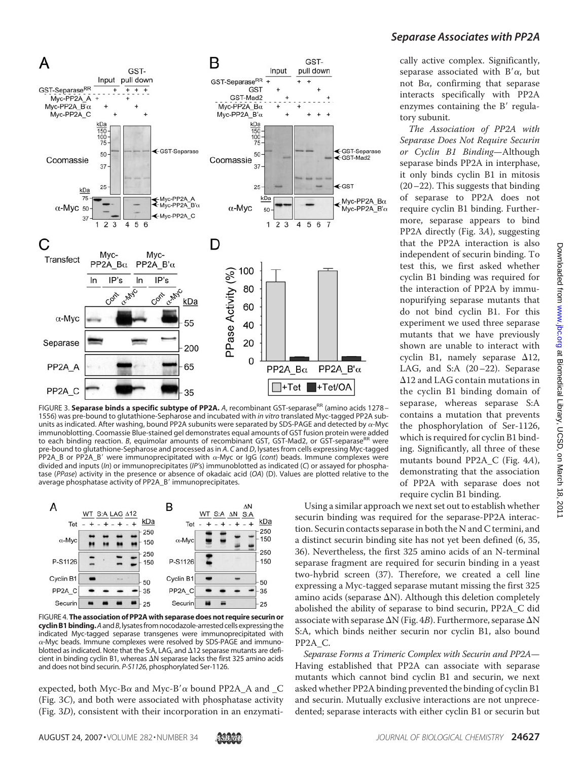FIGURE 3. **Separase binds a specific subtype of PP2A.** *A*, recombinant GST-separase$^{RR}$ (amino acids 1278–1556) was pre-bound to glutathione-Sepharose and incubated with *in vitro* translated Myc-tagged PP2A subunits as indicated. After washing, bound PP2A subunits were separated by SDS-PAGE and detected by α-Myc immunoblotting. Coomassie Blue-stained gel demonstrates equal amounts of GST fusion protein were added to each binding reaction. *B*, equimolar amounts of recombinant GST, GST-Mad2, or GST-separase$^{RR}$ were pre-bound to glutathione-Sepharose and processed as in *A*. *C* and *D*, lysates from cells expressing Myc-tagged PP2A_B or PP2A_B′ were immunoprecipitated with α-Myc or IgG (*cont*) beads. Immune complexes were divided and inputs (*In*) or immunoprecipitates (*IP's*) immunoblotted as indicated (*C*) or assayed for phosphatase (*PPase*) activity in the presence or absence of okadaic acid (*OA*) (D). Values are plotted relative to the average phosphatase activity of PP2A_B′ immunoprecipitates.

FIGURE 4. **The association of PP2A with separase does not require securin or cyclin B1 binding.** *A* and *B*, lysates from nocodazole-arrested cells expressing the indicated Myc-tagged separase transgenes were immunoprecipitated with α-Myc beads. Immune complexes were resolved by SDS-PAGE and immunoblotted as indicated. Note that the S:A, LAG, and Δ12 separase mutants are deficient in binding cyclin B1, whereas ΔN separase lacks the first 325 amino acids and does not bind securin. *P-S1126*, phosphorylated Ser-1126.

expected, both Myc-Bα and Myc-B′α bound PP2A_A and _C (Fig. 3*C*), and both were associated with phosphatase activity (Fig. 3*D*), consistent with their incorporation in an enzymatically active complex. Significantly, separase associated with B′α, but not Bα, confirming that separase interacts specifically with PP2A enzymes containing the B′ regulatory subunit.

*The Association of PP2A with Separase Does Not Require Securin or Cyclin B1 Binding*—Although separase binds PP2A in interphase, it only binds cyclin B1 in mitosis (20–22). This suggests that binding of separase to PP2A does not require cyclin B1 binding. Furthermore, separase appears to bind PP2A directly (Fig. 3*A*), suggesting that the PP2A interaction is also independent of securin binding. To test this, we first asked whether cyclin B1 binding was required for the interaction of PP2A by immunopurifying separase mutants that do not bind cyclin B1. For this experiment we used three separase mutants that we have previously shown are unable to interact with cyclin B1, namely separase Δ12, LAG, and S:A (20–22). Separase Δ12 and LAG contain mutations in the cyclin B1 binding domain of separase, whereas separase S:A contains a mutation that prevents the phosphorylation of Ser-1126, which is required for cyclin B1 binding. Significantly, all three of these mutants bound PP2A_C (Fig. 4*A*), demonstrating that the association of PP2A with separase does not require cyclin B1 binding.

Using a similar approach we next set out to establish whether securin binding was required for the separase-PP2A interaction. Securin contacts separase in both the N and C termini, and a distinct securin binding site has not yet been defined (6, 35, 36). Nevertheless, the first 325 amino acids of an N-terminal separase fragment are required for securin binding in a yeast two-hybrid screen (37). Therefore, we created a cell line expressing a Myc-tagged separase mutant missing the first 325 amino acids (separase ΔN). Although this deletion completely abolished the ability of separase to bind securin, PP2A_C did associate with separase ΔN (Fig. 4*B*). Furthermore, separase ΔN S:A, which binds neither securin nor cyclin B1, also bound PP2A_C.

*Separase Forms a Trimeric Complex with Securin and PP2A*—Having established that PP2A can associate with separase mutants which cannot bind cyclin B1 and securin, we next asked whether PP2A binding prevented the binding of cyclin B1 and securin. Mutually exclusive interactions are not unprecedented; separase interacts with either cyclin B1 or securin but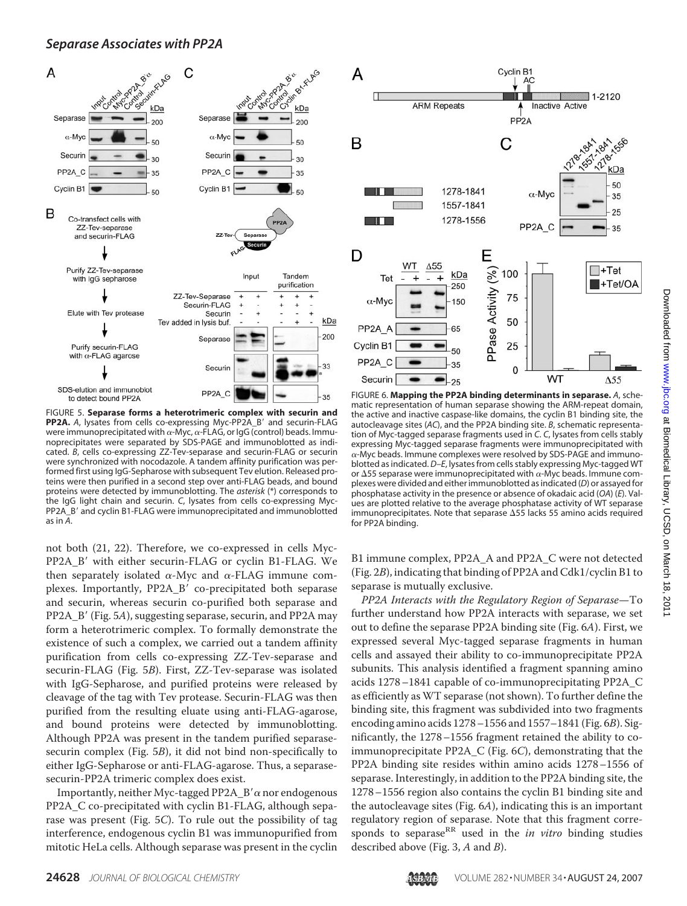FIGURE 5. **Separase forms a heterotrimeric complex with securin and PP2A.** *A*, lysates from cells co-expressing Myc-PP2A_B′ and securin-FLAG were immunoprecipitated with α-Myc, α-FLAG, or IgG (control) beads. Immunoprecipitates were separated by SDS-PAGE and immunoblotted as indicated. *B*, cells co-expressing ZZ-Tev-separase and securin-FLAG or securin were synchronized with nocodazole. A tandem affinity purification was performed first using IgG-Sepharose with subsequent Tev elution. Released proteins were then purified in a second step over anti-FLAG beads, and bound proteins were detected by immunoblotting. The *asterisk* (*) corresponds to the IgG light chain and securin. *C*, lysates from cells co-expressing Myc-PP2A_B′ and cyclin B1-FLAG were immunoprecipitated and immunoblotted as in *A*.

FIGURE 6. **Mapping the PP2A binding determinants in separase.** *A*, schematic representation of human separase showing the ARM-repeat domain, the active and inactive caspase-like domains, the cyclin B1 binding site, the autocleavage sites (*AC*), and the PP2A binding site. *B*, schematic representation of Myc-tagged separase fragments used in *C*. *C*, lysates from cells stably expressing Myc-tagged separase fragments were immunoprecipitated with α-Myc beads. Immune complexes were resolved by SDS-PAGE and immunoblotted as indicated. *D–E*, lysates from cells stably expressing Myc-tagged WT or Δ55 separase were immunoprecipitated with α-Myc beads. Immune complexes were divided and either immunoblotted as indicated (*D*) or assayed for phosphatase activity in the presence or absence of okadaic acid (*OA*) (*E*). Values are plotted relative to the average phosphatase activity of WT separase immunoprecipitates. Note that separase Δ55 lacks 55 amino acids required for PP2A binding.

not both (21, 22). Therefore, we co-expressed in cells Myc-PP2A_B′ with either securin-FLAG or cyclin B1-FLAG. We then separately isolated α-Myc and α-FLAG immune complexes. Importantly, PP2A_B′ co-precipitated both separase and securin, whereas securin co-purified both separase and PP2A_B′ (Fig. 5*A*), suggesting separase, securin, and PP2A may form a heterotrimeric complex. To formally demonstrate the existence of such a complex, we carried out a tandem affinity purification from cells co-expressing ZZ-Tev-separase and securin-FLAG (Fig. 5*B*). First, ZZ-Tev-separase was isolated with IgG-Sepharose, and purified proteins were released by cleavage of the tag with Tev protease. Securin-FLAG was then purified from the resulting eluate using anti-FLAG-agarose, and bound proteins were detected by immunoblotting. Although PP2A was present in the tandem purified separase-securin complex (Fig. 5*B*), it did not bind non-specifically to either IgG-Sepharose or anti-FLAG-agarose. Thus, a separase-securin-PP2A trimeric complex does exist.

Importantly, neither Myc-tagged PP2A_B′α nor endogenous PP2A_C co-precipitated with cyclin B1-FLAG, although separase was present (Fig. 5*C*). To rule out the possibility of tag interference, endogenous cyclin B1 was immunopurified from mitotic HeLa cells. Although separase was present in the cyclin B1 immune complex, PP2A_A and PP2A_C were not detected (Fig. 2*B*), indicating that binding of PP2A and Cdk1/cyclin B1 to separase is mutually exclusive.

*PP2A Interacts with the Regulatory Region of Separase*—To further understand how PP2A interacts with separase, we set out to define the separase PP2A binding site (Fig. 6*A*). First, we expressed several Myc-tagged separase fragments in human cells and assayed their ability to co-immunoprecipitate PP2A subunits. This analysis identified a fragment spanning amino acids 1278–1841 capable of co-immunoprecipitating PP2A_C as efficiently as WT separase (not shown). To further define the binding site, this fragment was subdivided into two fragments encoding amino acids 1278–1556 and 1557–1841 (Fig. 6*B*). Significantly, the 1278–1556 fragment retained the ability to co-immunoprecipitate PP2A_C (Fig. 6*C*), demonstrating that the PP2A binding site resides within amino acids 1278–1556 of separase. Interestingly, in addition to the PP2A binding site, the 1278–1556 region also contains the cyclin B1 binding site and the autocleavage sites (Fig. 6*A*), indicating this is an important regulatory region of separase. Note that this fragment corresponds to separase$^{RR}$ used in the *in vitro* binding studies described above (Fig. 3, *A* and *B*).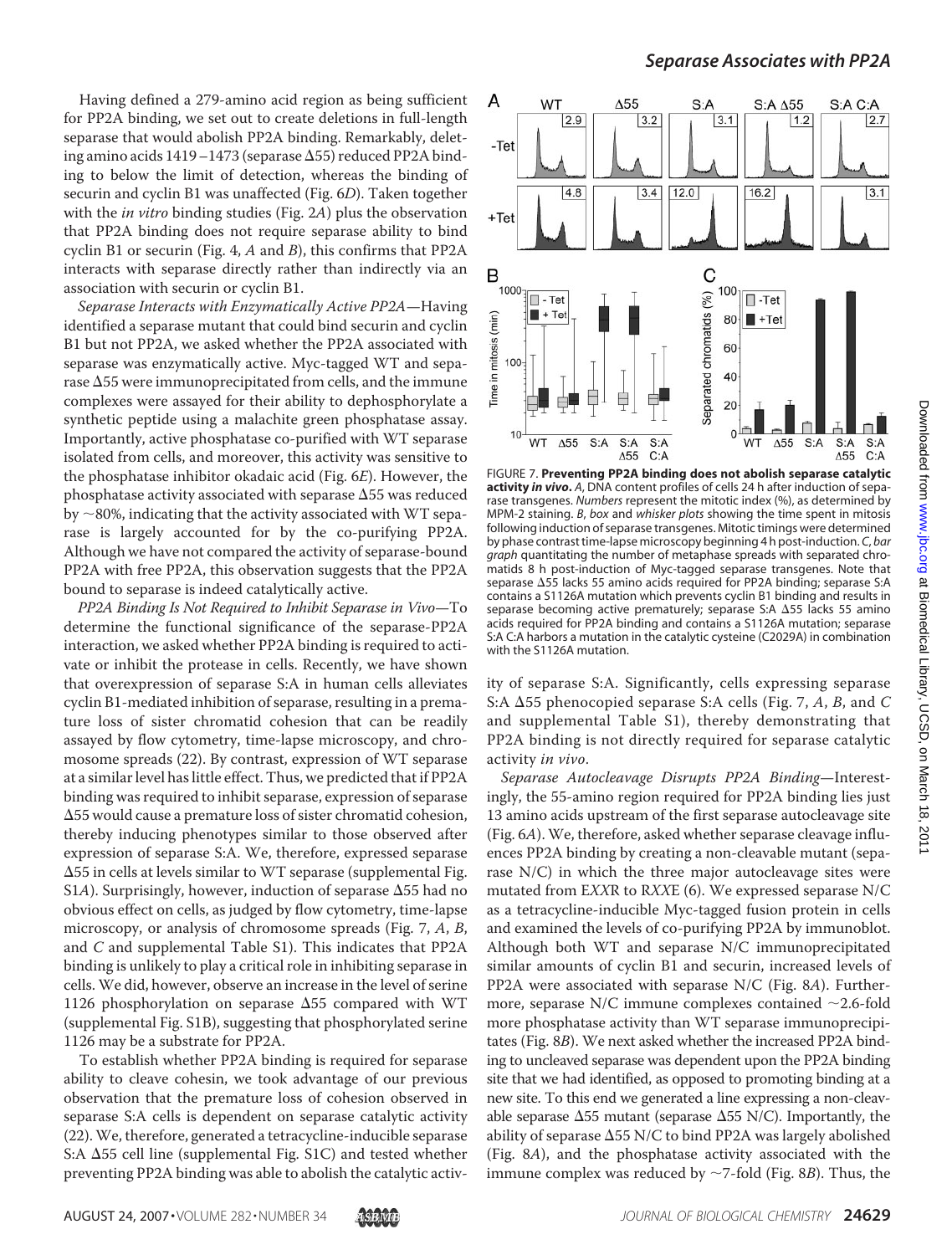Having defined a 279-amino acid region as being sufficient for PP2A binding, we set out to create deletions in full-length separase that would abolish PP2A binding. Remarkably, deleting amino acids 1419–1473 (separase Δ55) reduced PP2A binding to below the limit of detection, whereas the binding of securin and cyclin B1 was unaffected (Fig. 6*D*). Taken together with the *in vitro* binding studies (Fig. 2*A*) plus the observation that PP2A binding does not require separase ability to bind cyclin B1 or securin (Fig. 4, *A* and *B*), this confirms that PP2A interacts with separase directly rather than indirectly via an association with securin or cyclin B1.

*Separase Interacts with Enzymatically Active PP2A*—Having identified a separase mutant that could bind securin and cyclin B1 but not PP2A, we asked whether the PP2A associated with separase was enzymatically active. Myc-tagged WT and separase Δ55 were immunoprecipitated from cells, and the immune complexes were assayed for their ability to dephosphorylate a synthetic peptide using a malachite green phosphatase assay. Importantly, active phosphatase co-purified with WT separase isolated from cells, and moreover, this activity was sensitive to the phosphatase inhibitor okadaic acid (Fig. 6*E*). However, the phosphatase activity associated with separase Δ55 was reduced by ~80%, indicating that the activity associated with WT separase is largely accounted for by the co-purifying PP2A. Although we have not compared the activity of separase-bound PP2A with free PP2A, this observation suggests that the PP2A bound to separase is indeed catalytically active.

*PP2A Binding Is Not Required to Inhibit Separase in Vivo*—To determine the functional significance of the separase-PP2A interaction, we asked whether PP2A binding is required to activate or inhibit the protease in cells. Recently, we have shown that overexpression of separase S:A in human cells alleviates cyclin B1-mediated inhibition of separase, resulting in a premature loss of sister chromatid cohesion that can be readily assayed by flow cytometry, time-lapse microscopy, and chromosome spreads (22). By contrast, expression of WT separase at a similar level has little effect. Thus, we predicted that if PP2A binding was required to inhibit separase, expression of separase Δ55 would cause a premature loss of sister chromatid cohesion, thereby inducing phenotypes similar to those observed after expression of separase S:A. We, therefore, expressed separase Δ55 in cells at levels similar to WT separase (supplemental Fig. S1*A*). Surprisingly, however, induction of separase Δ55 had no obvious effect on cells, as judged by flow cytometry, time-lapse microscopy, or analysis of chromosome spreads (Fig. 7, *A*, *B*, and *C* and supplemental Table S1). This indicates that PP2A binding is unlikely to play a critical role in inhibiting separase in cells. We did, however, observe an increase in the level of serine 1126 phosphorylation on separase Δ55 compared with WT (supplemental Fig. S1B), suggesting that phosphorylated serine 1126 may be a substrate for PP2A.

To establish whether PP2A binding is required for separase ability to cleave cohesin, we took advantage of our previous observation that the premature loss of cohesion observed in separase S:A cells is dependent on separase catalytic activity (22). We, therefore, generated a tetracycline-inducible separase S:A Δ55 cell line (supplemental Fig. S1C) and tested whether preventing PP2A binding was able to abolish the catalytic activity of separase S:A. Significantly, cells expressing separase S:A Δ55 phenocopied separase S:A cells (Fig. 7, *A*, *B*, and *C* and supplemental Table S1), thereby demonstrating that PP2A binding is not directly required for separase catalytic activity *in vivo*.

FIGURE 7. **Preventing PP2A binding does not abolish separase catalytic activity *in vivo*.** *A*, DNA content profiles of cells 24 h after induction of separase transgenes. *Numbers* represent the mitotic index (%), as determined by MPM-2 staining. *B*, *box* and *whisker plots* showing the time spent in mitosis following induction of separase transgenes. Mitotic timings were determined by phase contrast time-lapse microscopy beginning 4 h post-induction. *C*, *bar graph* quantitating the number of metaphase spreads with separated chromatids 8 h post-induction of Myc-tagged separase transgenes. Note that separase Δ55 lacks 55 amino acids required for PP2A binding; separase S:A contains a S1126A mutation which prevents cyclin B1 binding and results in separase becoming active prematurely; separase S:A Δ55 lacks 55 amino acids required for PP2A binding and contains a S1126A mutation; separase S:A C:A harbors a mutation in the catalytic cysteine (C2029A) in combination with the S1126A mutation.

*Separase Autocleavage Disrupts PP2A Binding*—Interestingly, the 55-amino region required for PP2A binding lies just 13 amino acids upstream of the first separase autocleavage site (Fig. 6*A*). We, therefore, asked whether separase cleavage influences PP2A binding by creating a non-cleavable mutant (separase N/C) in which the three major autocleavage sites were mutated from EXXR to RXXE (6). We expressed separase N/C as a tetracycline-inducible Myc-tagged fusion protein in cells and examined the levels of co-purifying PP2A by immunoblot. Although both WT and separase N/C immunoprecipitated similar amounts of cyclin B1 and securin, increased levels of PP2A were associated with separase N/C (Fig. 8*A*). Furthermore, separase N/C immune complexes contained ~2.6-fold more phosphatase activity than WT separase immunoprecipitates (Fig. 8*B*). We next asked whether the increased PP2A binding to uncleaved separase was dependent upon the PP2A binding site that we had identified, as opposed to promoting binding at a new site. To this end we generated a line expressing a non-cleavable separase Δ55 mutant (separase Δ55 N/C). Importantly, the ability of separase Δ55 N/C to bind PP2A was largely abolished (Fig. 8*A*), and the phosphatase activity associated with the immune complex was reduced by ~7-fold (Fig. 8*B*). Thus, the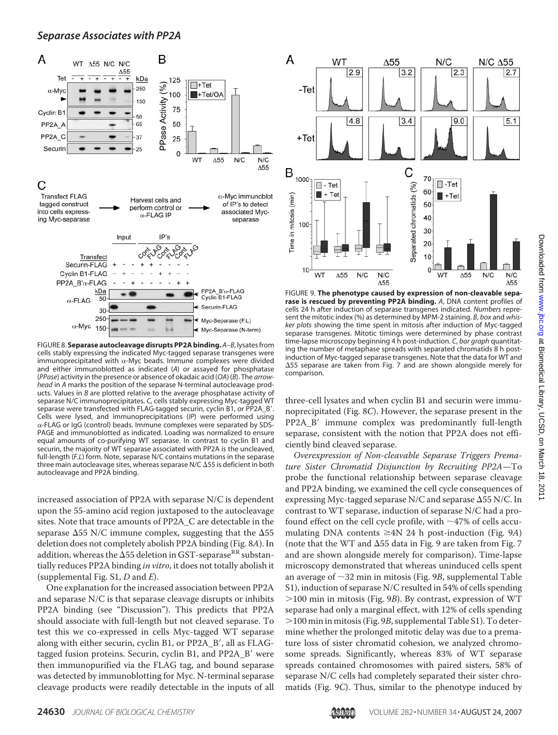FIGURE 8. **Separase autocleavage disrupts PP2A binding.** *A–B*, lysates from cells stably expressing the indicated Myc-tagged separase transgenes were immunoprecipitated with α-Myc beads. Immune complexes were divided and either immunoblotted as indicated (*A*) or assayed for phosphatase (*PPase*) activity in the presence or absence of okadaic acid (*OA*) (*B*). The *arrowhead* in *A* marks the position of the separase N-terminal autocleavage products. Values in *B* are plotted relative to the average phosphatase activity of separase N/C immunoprecipitates. *C*, cells stably expressing Myc-tagged WT separase were transfected with FLAG-tagged securin, cyclin B1, or PP2A_B′. Cells were lysed, and immunoprecipitations (*IP*) were performed using α-FLAG or IgG (control) beads. Immune complexes were separated by SDS-PAGE and immunoblotted as indicated. Loading was normalized to ensure equal amounts of co-purifying WT separase. In contrast to cyclin B1 and securin, the majority of WT separase associated with PP2A is the uncleaved, full-length (*F.L.*) form. Note, separase N/C contains mutations in the separase three main autocleavage sites, whereas separase N/C Δ55 is deficient in both autocleavage and PP2A binding.

increased association of PP2A with separase N/C is dependent upon the 55-amino acid region juxtaposed to the autocleavage sites. Note that trace amounts of PP2A_C are detectable in the separase Δ55 N/C immune complex, suggesting that the Δ55 deletion does not completely abolish PP2A binding (Fig. 8*A*). In addition, whereas the Δ55 deletion in GST-separase$^{RR}$ substantially reduces PP2A binding *in vitro*, it does not totally abolish it (supplemental Fig. S1, *D* and *E*).

One explanation for the increased association between PP2A and separase N/C is that separase cleavage disrupts or inhibits PP2A binding (see "Discussion"). This predicts that PP2A should associate with full-length but not cleaved separase. To test this we co-expressed in cells Myc-tagged WT separase along with either securin, cyclin B1, or PP2A_B′, all as FLAG-tagged fusion proteins. Securin, cyclin B1, and PP2A_B′ were then immunopurified via the FLAG tag, and bound separase was detected by immunoblotting for Myc. N-terminal separase cleavage products were readily detectable in the inputs of all three-cell lysates and when cyclin B1 and securin were immunoprecipitated (Fig. 8*C*). However, the separase present in the PP2A_B′ immune complex was predominantly full-length separase, consistent with the notion that PP2A does not efficiently bind cleaved separase.

FIGURE 9. **The phenotype caused by expression of non-cleavable separase is rescued by preventing PP2A binding.** *A*, DNA content profiles of cells 24 h after induction of separase transgenes indicated. *Numbers* represent the mitotic index (%) as determined by MPM-2 staining. *B*, *box* and *whisker plots* showing the time spent in mitosis after induction of Myc-tagged separase transgenes. Mitotic timings were determined by phase contrast time-lapse microscopy beginning 4 h post-induction. *C*, *bar graph* quantitating the number of metaphase spreads with separated chromatids 8 h post-induction of Myc-tagged separase transgenes. Note that the data for WT and Δ55 separase are taken from Fig. 7 and are shown alongside merely for comparison.

*Overexpression of Non-cleavable Separase Triggers Premature Sister Chromatid Disjunction by Recruiting PP2A*—To probe the functional relationship between separase cleavage and PP2A binding, we examined the cell cycle consequences of expressing Myc-tagged separase N/C and separase Δ55 N/C. In contrast to WT separase, induction of separase N/C had a profound effect on the cell cycle profile, with ~47% of cells accumulating DNA contents ≥4N 24 h post-induction (Fig. 9*A*) (note that the WT and Δ55 data in Fig. 9 are taken from Fig. 7 and are shown alongside merely for comparison). Time-lapse microscopy demonstrated that whereas uninduced cells spent an average of ~32 min in mitosis (Fig. 9*B*, supplemental Table S1), induction of separase N/C resulted in 54% of cells spending >100 min in mitosis (Fig. 9*B*). By contrast, expression of WT separase had only a marginal effect, with 12% of cells spending >100 min in mitosis (Fig. 9*B*, supplemental Table S1). To determine whether the prolonged mitotic delay was due to a premature loss of sister chromatid cohesion, we analyzed chromosome spreads. Significantly, whereas 83% of WT separase spreads contained chromosomes with paired sisters, 58% of separase N/C cells had completely separated their sister chromatids (Fig. 9*C*). Thus, similar to the phenotype induced by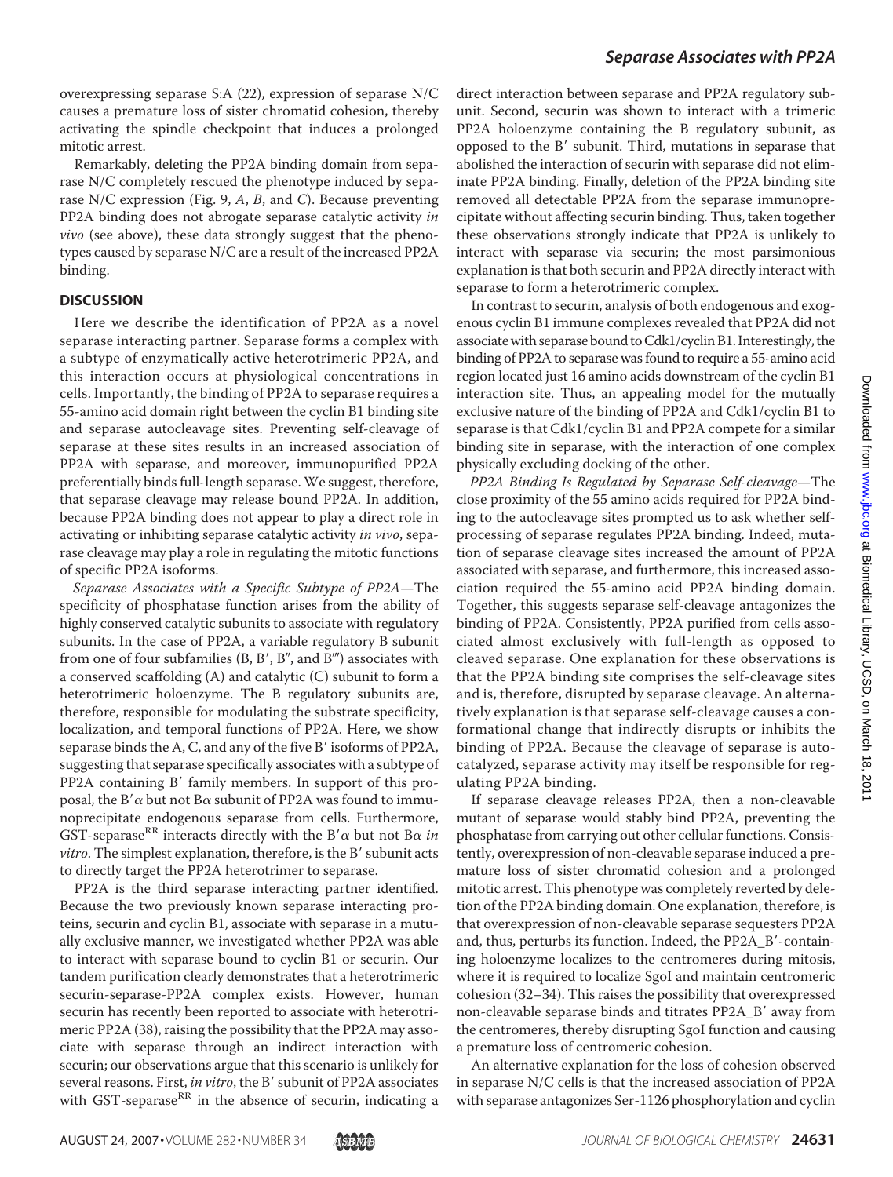overexpressing separase S:A (22), expression of separase N/C causes a premature loss of sister chromatid cohesion, thereby activating the spindle checkpoint that induces a prolonged mitotic arrest.

Remarkably, deleting the PP2A binding domain from separase N/C completely rescued the phenotype induced by separase N/C expression (Fig. 9, *A*, *B*, and *C*). Because preventing PP2A binding does not abrogate separase catalytic activity *in vivo* (see above), these data strongly suggest that the phenotypes caused by separase N/C are a result of the increased PP2A binding.

## DISCUSSION

Here we describe the identification of PP2A as a novel separase interacting partner. Separase forms a complex with a subtype of enzymatically active heterotrimeric PP2A, and this interaction occurs at physiological concentrations in cells. Importantly, the binding of PP2A to separase requires a 55-amino acid domain right between the cyclin B1 binding site and separase autocleavage sites. Preventing self-cleavage of separase at these sites results in an increased association of PP2A with separase, and moreover, immunopurified PP2A preferentially binds full-length separase. We suggest, therefore, that separase cleavage may release bound PP2A. In addition, because PP2A binding does not appear to play a direct role in activating or inhibiting separase catalytic activity *in vivo*, separase cleavage may play a role in regulating the mitotic functions of specific PP2A isoforms.

*Separase Associates with a Specific Subtype of PP2A*—The specificity of phosphatase function arises from the ability of highly conserved catalytic subunits to associate with regulatory subunits. In the case of PP2A, a variable regulatory B subunit from one of four subfamilies (B, B′, B″, and B‴) associates with a conserved scaffolding (A) and catalytic (C) subunit to form a heterotrimeric holoenzyme. The B regulatory subunits are, therefore, responsible for modulating the substrate specificity, localization, and temporal functions of PP2A. Here, we show separase binds the A, C, and any of the five B′ isoforms of PP2A, suggesting that separase specifically associates with a subtype of PP2A containing B′ family members. In support of this proposal, the B′α but not Bα subunit of PP2A was found to immunoprecipitate endogenous separase from cells. Furthermore, GST-separase$^{RR}$ interacts directly with the B′α but not Bα *in vitro*. The simplest explanation, therefore, is the B′ subunit acts to directly target the PP2A heterotrimer to separase.

PP2A is the third separase interacting partner identified. Because the two previously known separase interacting proteins, securin and cyclin B1, associate with separase in a mutually exclusive manner, we investigated whether PP2A was able to interact with separase bound to cyclin B1 or securin. Our tandem purification clearly demonstrates that a heterotrimeric securin-separase-PP2A complex exists. However, human securin has recently been reported to associate with heterotrimeric PP2A (38), raising the possibility that the PP2A may associate with separase through an indirect interaction with securin; our observations argue that this scenario is unlikely for several reasons. First, *in vitro*, the B′ subunit of PP2A associates with GST-separase$^{RR}$ in the absence of securin, indicating a direct interaction between separase and PP2A regulatory subunit. Second, securin was shown to interact with a trimeric PP2A holoenzyme containing the B regulatory subunit, as opposed to the B′ subunit. Third, mutations in separase that abolished the interaction of securin with separase did not eliminate PP2A binding. Finally, deletion of the PP2A binding site removed all detectable PP2A from the separase immunoprecipitate without affecting securin binding. Thus, taken together these observations strongly indicate that PP2A is unlikely to interact with separase via securin; the most parsimonious explanation is that both securin and PP2A directly interact with separase to form a heterotrimeric complex.

In contrast to securin, analysis of both endogenous and exogenous cyclin B1 immune complexes revealed that PP2A did not associate with separase bound to Cdk1/cyclin B1. Interestingly, the binding of PP2A to separase was found to require a 55-amino acid region located just 16 amino acids downstream of the cyclin B1 interaction site. Thus, an appealing model for the mutually exclusive nature of the binding of PP2A and Cdk1/cyclin B1 to separase is that Cdk1/cyclin B1 and PP2A compete for a similar binding site in separase, with the interaction of one complex physically excluding docking of the other.

*PP2A Binding Is Regulated by Separase Self-cleavage*—The close proximity of the 55 amino acids required for PP2A binding to the autocleavage sites prompted us to ask whether self-processing of separase regulates PP2A binding. Indeed, mutation of separase cleavage sites increased the amount of PP2A associated with separase, and furthermore, this increased association required the 55-amino acid PP2A binding domain. Together, this suggests separase self-cleavage antagonizes the binding of PP2A. Consistently, PP2A purified from cells associated almost exclusively with full-length as opposed to cleaved separase. One explanation for these observations is that the PP2A binding site comprises the self-cleavage sites and is, therefore, disrupted by separase cleavage. An alternatively explanation is that separase self-cleavage causes a conformational change that indirectly disrupts or inhibits the binding of PP2A. Because the cleavage of separase is autocatalyzed, separase activity may itself be responsible for regulating PP2A binding.

If separase cleavage releases PP2A, then a non-cleavable mutant of separase would stably bind PP2A, preventing the phosphatase from carrying out other cellular functions. Consistently, overexpression of non-cleavable separase induced a premature loss of sister chromatid cohesion and a prolonged mitotic arrest. This phenotype was completely reverted by deletion of the PP2A binding domain. One explanation, therefore, is that overexpression of non-cleavable separase sequesters PP2A and, thus, perturbs its function. Indeed, the PP2A_B′-containing holoenzyme localizes to the centromeres during mitosis, where it is required to localize SgoI and maintain centromeric cohesion (32–34). This raises the possibility that overexpressed non-cleavable separase binds and titrates PP2A_B′ away from the centromeres, thereby disrupting SgoI function and causing a premature loss of centromeric cohesion.

An alternative explanation for the loss of cohesion observed in separase N/C cells is that the increased association of PP2A with separase antagonizes Ser-1126 phosphorylation and cyclin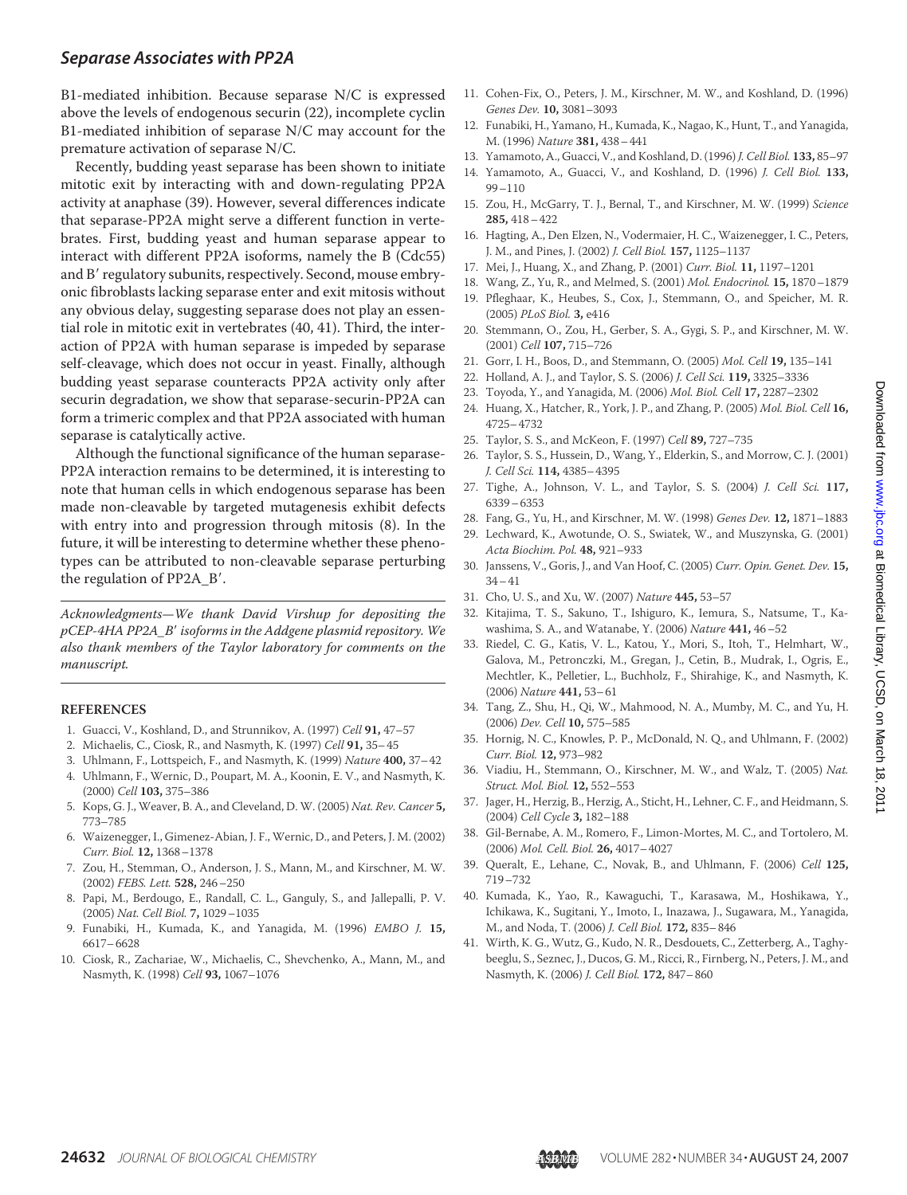B1-mediated inhibition. Because separase N/C is expressed above the levels of endogenous securin (22), incomplete cyclin B1-mediated inhibition of separase N/C may account for the premature activation of separase N/C.

Recently, budding yeast separase has been shown to initiate mitotic exit by interacting with and down-regulating PP2A activity at anaphase (39). However, several differences indicate that separase-PP2A might serve a different function in vertebrates. First, budding yeast and human separase appear to interact with different PP2A isoforms, namely the B (Cdc55) and B′ regulatory subunits, respectively. Second, mouse embryonic fibroblasts lacking separase enter and exit mitosis without any obvious delay, suggesting separase does not play an essential role in mitotic exit in vertebrates (40, 41). Third, the interaction of PP2A with human separase is impeded by separase self-cleavage, which does not occur in yeast. Finally, although budding yeast separase counteracts PP2A activity only after securin degradation, we show that separase-securin-PP2A can form a trimeric complex and that PP2A associated with human separase is catalytically active.

Although the functional significance of the human separase-PP2A interaction remains to be determined, it is interesting to note that human cells in which endogenous separase has been made non-cleavable by targeted mutagenesis exhibit defects with entry into and progression through mitosis (8). In the future, it will be interesting to determine whether these phenotypes can be attributed to non-cleavable separase perturbing the regulation of PP2A_B′.

*Acknowledgments—We thank David Virshup for depositing the pCEP-4HA PP2A_B′ isoforms in the Addgene plasmid repository. We also thank members of the Taylor laboratory for comments on the manuscript.*

## REFERENCES

1. Guacci, V., Koshland, D., and Strunnikov, A. (1997) *Cell* **91,** 47–57
2. Michaelis, C., Ciosk, R., and Nasmyth, K. (1997) *Cell* **91,** 35–45
3. Uhlmann, F., Lottspeich, F., and Nasmyth, K. (1999) *Nature* **400,** 37–42
4. Uhlmann, F., Wernic, D., Poupart, M. A., Koonin, E. V., and Nasmyth, K. (2000) *Cell* **103,** 375–386
5. Kops, G. J., Weaver, B. A., and Cleveland, D. W. (2005) *Nat. Rev. Cancer* **5,** 773–785
6. Waizenegger, I., Gimenez-Abian, J. F., Wernic, D., and Peters, J. M. (2002) *Curr. Biol.* **12,** 1368–1378
7. Zou, H., Stemman, O., Anderson, J. S., Mann, M., and Kirschner, M. W. (2002) *FEBS. Lett.* **528,** 246–250
8. Papi, M., Berdougo, E., Randall, C. L., Ganguly, S., and Jallepalli, P. V. (2005) *Nat. Cell Biol.* **7,** 1029–1035
9. Funabiki, H., Kumada, K., and Yanagida, M. (1996) *EMBO J.* **15,** 6617–6628
10. Ciosk, R., Zachariae, W., Michaelis, C., Shevchenko, A., Mann, M., and Nasmyth, K. (1998) *Cell* **93,** 1067–1076
11. Cohen-Fix, O., Peters, J. M., Kirschner, M. W., and Koshland, D. (1996) *Genes Dev.* **10,** 3081–3093
12. Funabiki, H., Yamano, H., Kumada, K., Nagao, K., Hunt, T., and Yanagida, M. (1996) *Nature* **381,** 438–441
13. Yamamoto, A., Guacci, V., and Koshland, D. (1996) *J. Cell Biol.* **133,** 85–97
14. Yamamoto, A., Guacci, V., and Koshland, D. (1996) *J. Cell Biol.* **133,** 99–110
15. Zou, H., McGarry, T. J., Bernal, T., and Kirschner, M. W. (1999) *Science* **285,** 418–422
16. Hagting, A., Den Elzen, N., Vodermaier, H. C., Waizenegger, I. C., Peters, J. M., and Pines, J. (2002) *J. Cell Biol.* **157,** 1125–1137
17. Mei, J., Huang, X., and Zhang, P. (2001) *Curr. Biol.* **11,** 1197–1201
18. Wang, Z., Yu, R., and Melmed, S. (2001) *Mol. Endocrinol.* **15,** 1870–1879
19. Pfleghaar, K., Heubes, S., Cox, J., Stemmann, O., and Speicher, M. R. (2005) *PLoS Biol.* **3,** e416
20. Stemmann, O., Zou, H., Gerber, S. A., Gygi, S. P., and Kirschner, M. W. (2001) *Cell* **107,** 715–726
21. Gorr, I. H., Boos, D., and Stemmann, O. (2005) *Mol. Cell* **19,** 135–141
22. Holland, A. J., and Taylor, S. S. (2006) *J. Cell Sci.* **119,** 3325–3336
23. Toyoda, Y., and Yanagida, M. (2006) *Mol. Biol. Cell* **17,** 2287–2302
24. Huang, X., Hatcher, R., York, J. P., and Zhang, P. (2005) *Mol. Biol. Cell* **16,** 4725–4732
25. Taylor, S. S., and McKeon, F. (1997) *Cell* **89,** 727–735
26. Taylor, S. S., Hussein, D., Wang, Y., Elderkin, S., and Morrow, C. J. (2001) *J. Cell Sci.* **114,** 4385–4395
27. Tighe, A., Johnson, V. L., and Taylor, S. S. (2004) *J. Cell Sci.* **117,** 6339–6353
28. Fang, G., Yu, H., and Kirschner, M. W. (1998) *Genes Dev.* **12,** 1871–1883
29. Lechward, K., Awotunde, O. S., Swiatek, W., and Muszynska, G. (2001) *Acta Biochim. Pol.* **48,** 921–933
30. Janssens, V., Goris, J., and Van Hoof, C. (2005) *Curr. Opin. Genet. Dev.* **15,** 34–41
31. Cho, U. S., and Xu, W. (2007) *Nature* **445,** 53–57
32. Kitajima, T. S., Sakuno, T., Ishiguro, K., Iemura, S., Natsume, T., Kawashima, S. A., and Watanabe, Y. (2006) *Nature* **441,** 46–52
33. Riedel, C. G., Katis, V. L., Katou, Y., Mori, S., Itoh, T., Helmhart, W., Galova, M., Petronczki, M., Gregan, J., Cetin, B., Mudrak, I., Ogris, E., Mechtler, K., Pelletier, L., Buchholz, F., Shirahige, K., and Nasmyth, K. (2006) *Nature* **441,** 53–61
34. Tang, Z., Shu, H., Qi, W., Mahmood, N. A., Mumby, M. C., and Yu, H. (2006) *Dev. Cell* **10,** 575–585
35. Hornig, N. C., Knowles, P. P., McDonald, N. Q., and Uhlmann, F. (2002) *Curr. Biol.* **12,** 973–982
36. Viadiu, H., Stemmann, O., Kirschner, M. W., and Walz, T. (2005) *Nat. Struct. Mol. Biol.* **12,** 552–553
37. Jager, H., Herzig, B., Herzig, A., Sticht, H., Lehner, C. F., and Heidmann, S. (2004) *Cell Cycle* **3,** 182–188
38. Gil-Bernabe, A. M., Romero, F., Limon-Mortes, M. C., and Tortolero, M. (2006) *Mol. Cell. Biol.* **26,** 4017–4027
39. Queralt, E., Lehane, C., Novak, B., and Uhlmann, F. (2006) *Cell* **125,** 719–732
40. Kumada, K., Yao, R., Kawaguchi, T., Karasawa, M., Hoshikawa, Y., Ichikawa, K., Sugitani, Y., Imoto, I., Inazawa, J., Sugawara, M., Yanagida, M., and Noda, T. (2006) *J. Cell Biol.* **172,** 835–846
41. Wirth, K. G., Wutz, G., Kudo, N. R., Desdouets, C., Zetterberg, A., Taghybeeglu, S., Seznec, J., Ducos, G. M., Ricci, R., Firnberg, N., Peters, J. M., and Nasmyth, K. (2006) *J. Cell Biol.* **172,** 847–860